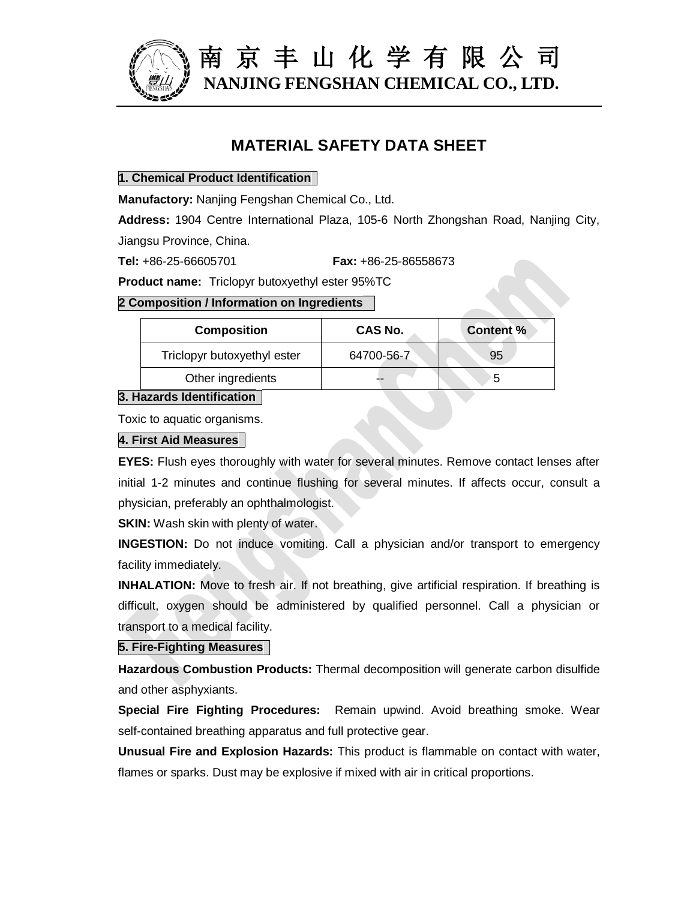南京丰山化学有限公司

**NANJING FENGSHAN CHEMICAL CO., LTD.**

# MATERIAL SAFETY DATA SHEET

## 1. Chemical Product Identification

**Manufactory:** Nanjing Fengshan Chemical Co., Ltd.

**Address:** 1904 Centre International Plaza, 105-6 North Zhongshan Road, Nanjing City, Jiangsu Province, China.

**Tel:** +86-25-66605701 **Fax:** +86-25-86558673

**Product name:** Triclopyr butoxyethyl ester 95%TC

## 2 Composition / Information on Ingredients

| Composition | CAS No. | Content % |
|---|---|---|
| Triclopyr butoxyethyl ester | 64700-56-7 | 95 |
| Other ingredients | -- | 5 |

## 3. Hazards Identification

Toxic to aquatic organisms.

## 4. First Aid Measures

**EYES:** Flush eyes thoroughly with water for several minutes. Remove contact lenses after initial 1-2 minutes and continue flushing for several minutes. If affects occur, consult a physician, preferably an ophthalmologist.

**SKIN:** Wash skin with plenty of water.

**INGESTION:** Do not induce vomiting. Call a physician and/or transport to emergency facility immediately.

**INHALATION:** Move to fresh air. If not breathing, give artificial respiration. If breathing is difficult, oxygen should be administered by qualified personnel. Call a physician or transport to a medical facility.

## 5. Fire-Fighting Measures

**Hazardous Combustion Products:** Thermal decomposition will generate carbon disulfide and other asphyxiants.

**Special Fire Fighting Procedures:** Remain upwind. Avoid breathing smoke. Wear self-contained breathing apparatus and full protective gear.

**Unusual Fire and Explosion Hazards:** This product is flammable on contact with water, flames or sparks. Dust may be explosive if mixed with air in critical proportions.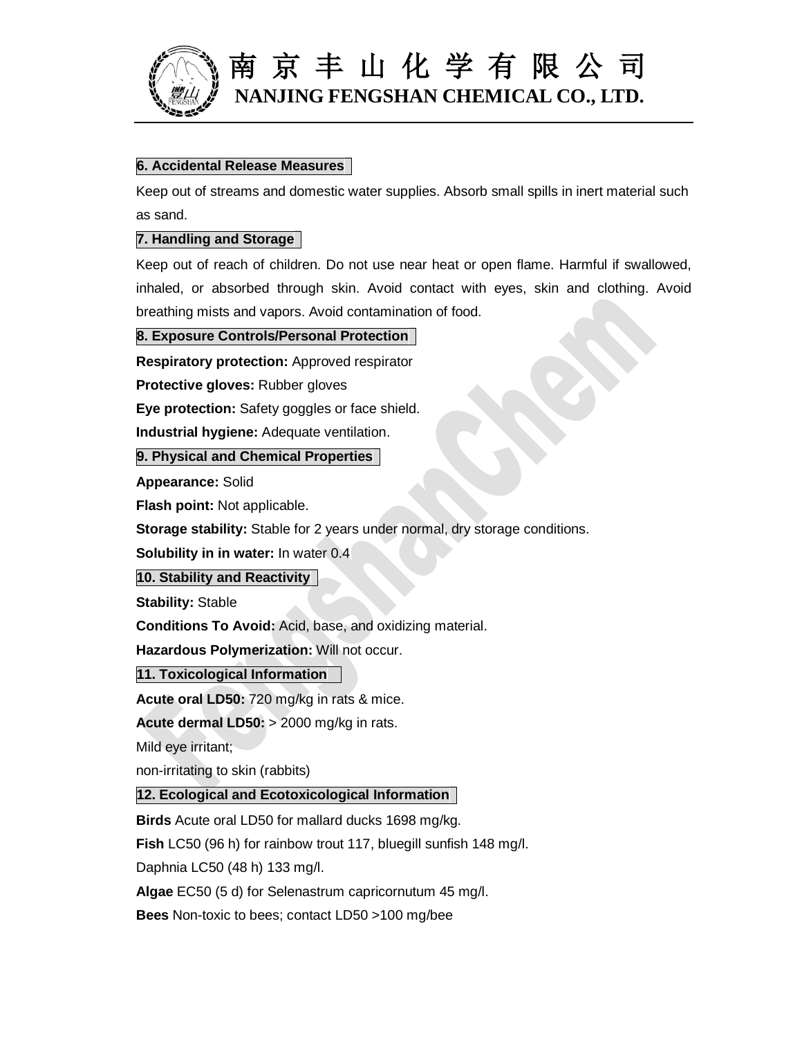## 6. Accidental Release Measures

Keep out of streams and domestic water supplies. Absorb small spills in inert material such as sand.

## 7. Handling and Storage

Keep out of reach of children. Do not use near heat or open flame. Harmful if swallowed, inhaled, or absorbed through skin. Avoid contact with eyes, skin and clothing. Avoid breathing mists and vapors. Avoid contamination of food.

## 8. Exposure Controls/Personal Protection

**Respiratory protection:** Approved respirator

**Protective gloves:** Rubber gloves

**Eye protection:** Safety goggles or face shield.

**Industrial hygiene:** Adequate ventilation.

## 9. Physical and Chemical Properties

**Appearance:** Solid

**Flash point:** Not applicable.

**Storage stability:** Stable for 2 years under normal, dry storage conditions.

**Solubility in in water:** In water 0.4

## 10. Stability and Reactivity

**Stability:** Stable

**Conditions To Avoid:** Acid, base, and oxidizing material.

**Hazardous Polymerization:** Will not occur.

## 11. Toxicological Information

**Acute oral LD50:** 720 mg/kg in rats & mice.

**Acute dermal LD50:** > 2000 mg/kg in rats.

Mild eye irritant;

non-irritating to skin (rabbits)

## 12. Ecological and Ecotoxicological Information

**Birds** Acute oral LD50 for mallard ducks 1698 mg/kg.

**Fish** LC50 (96 h) for rainbow trout 117, bluegill sunfish 148 mg/l.

Daphnia LC50 (48 h) 133 mg/l.

**Algae** EC50 (5 d) for Selenastrum capricornutum 45 mg/l.

**Bees** Non-toxic to bees; contact LD50 >100 mg/bee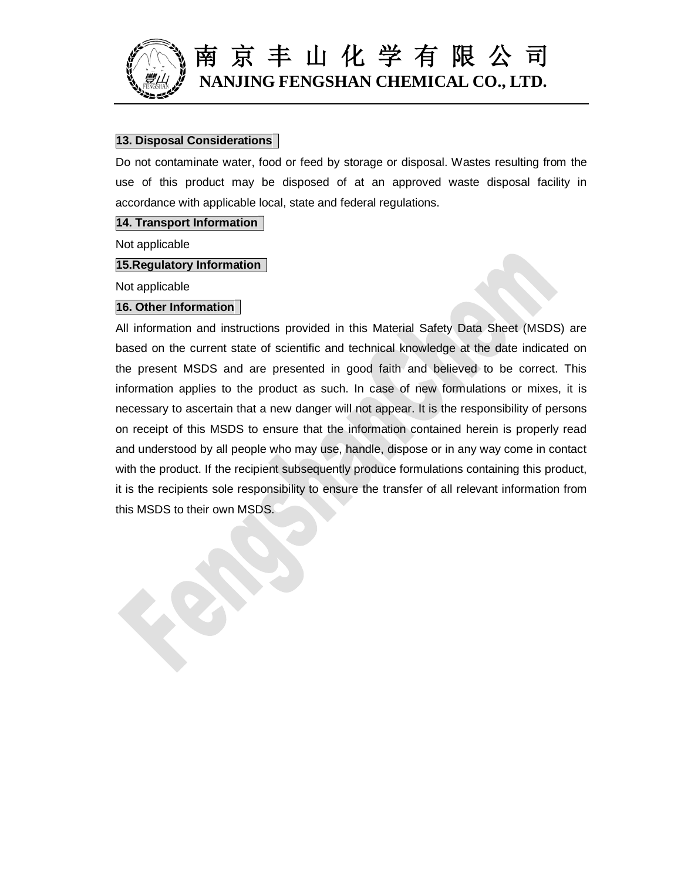## 13. Disposal Considerations

Do not contaminate water, food or feed by storage or disposal. Wastes resulting from the use of this product may be disposed of at an approved waste disposal facility in accordance with applicable local, state and federal regulations.

## 14. Transport Information

Not applicable

## 15.Regulatory Information

Not applicable

## 16. Other Information

All information and instructions provided in this Material Safety Data Sheet (MSDS) are based on the current state of scientific and technical knowledge at the date indicated on the present MSDS and are presented in good faith and believed to be correct. This information applies to the product as such. In case of new formulations or mixes, it is necessary to ascertain that a new danger will not appear. It is the responsibility of persons on receipt of this MSDS to ensure that the information contained herein is properly read and understood by all people who may use, handle, dispose or in any way come in contact with the product. If the recipient subsequently produce formulations containing this product, it is the recipients sole responsibility to ensure the transfer of all relevant information from this MSDS to their own MSDS.